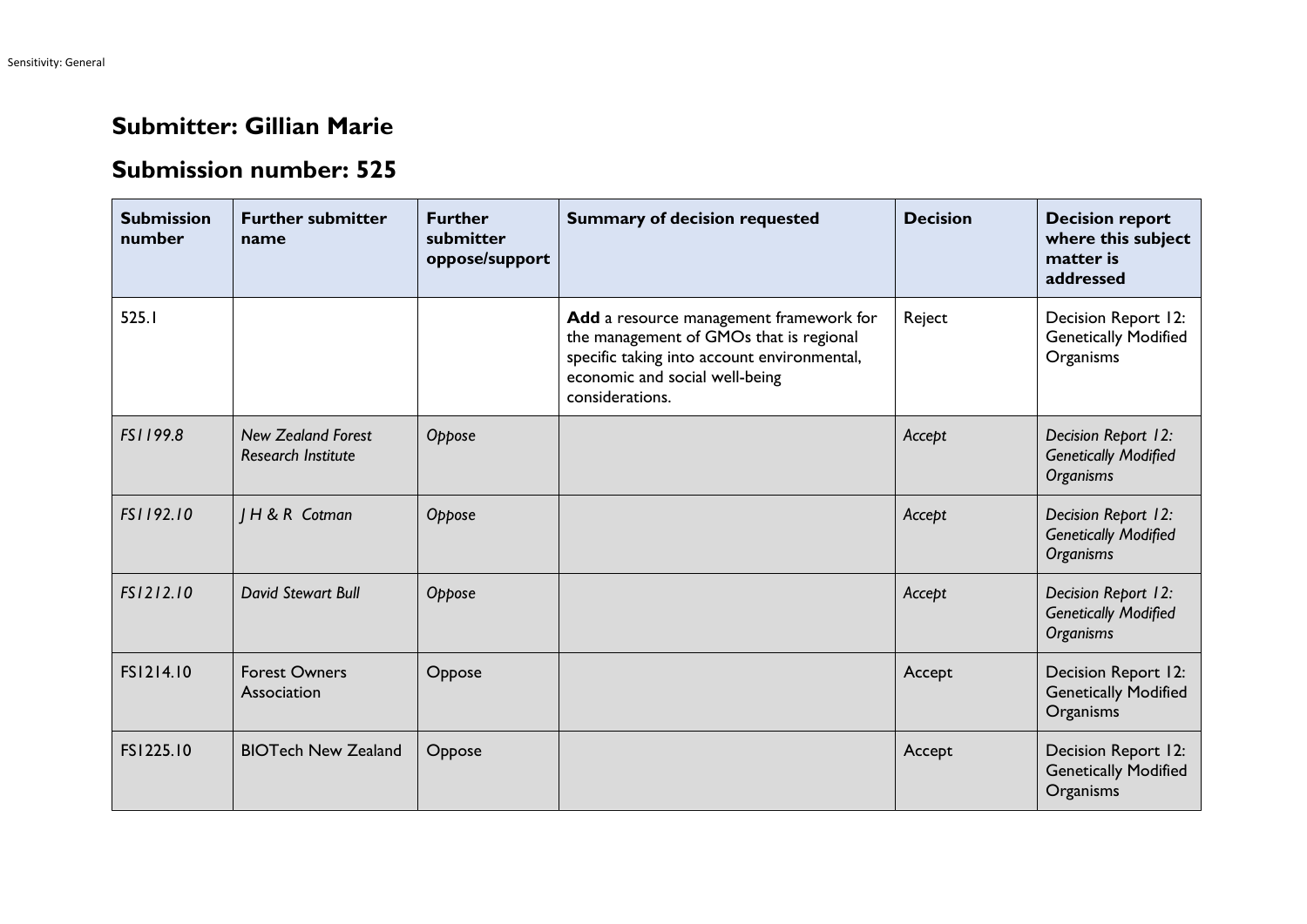## Submitter: Gillian Marie

## Submission number: 525

| Submission number | Further submitter name | Further submitter oppose/support | Summary of decision requested | Decision | Decision report where this subject matter is addressed |
|---|---|---|---|---|---|
| 525.1 | | | **Add** a resource management framework for the management of GMOs that is regional specific taking into account environmental, economic and social well-being considerations. | Reject | Decision Report 12: Genetically Modified Organisms |
| *FS1199.8* | *New Zealand Forest Research Institute* | *Oppose* | | *Accept* | *Decision Report 12: Genetically Modified Organisms* |
| *FS1192.10* | *J H & R Cotman* | *Oppose* | | *Accept* | *Decision Report 12: Genetically Modified Organisms* |
| *FS1212.10* | *David Stewart Bull* | *Oppose* | | *Accept* | *Decision Report 12: Genetically Modified Organisms* |
| FS1214.10 | Forest Owners Association | Oppose | | Accept | Decision Report 12: Genetically Modified Organisms |
| FS1225.10 | BIOTech New Zealand | Oppose | | Accept | Decision Report 12: Genetically Modified Organisms |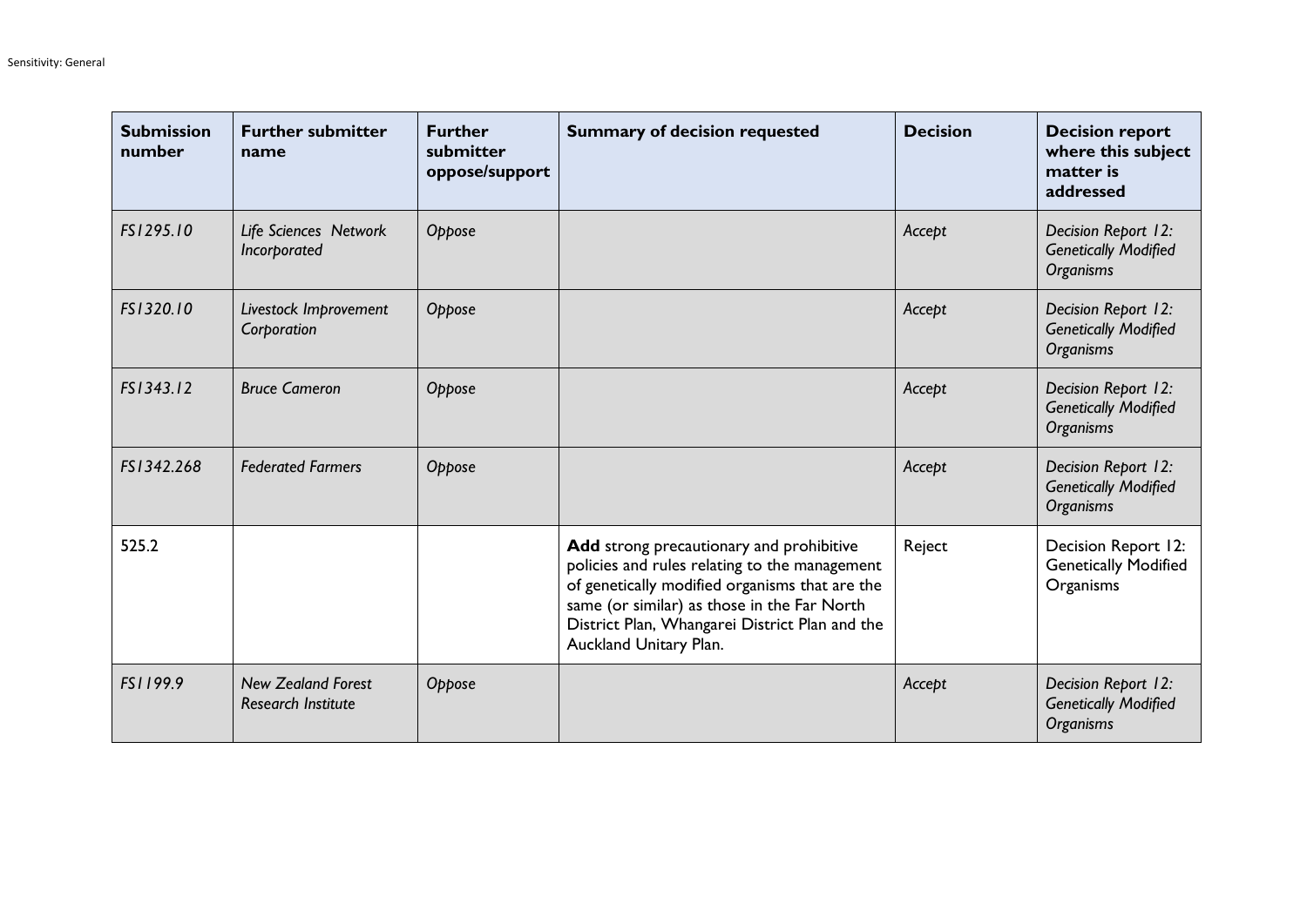| Submission number | Further submitter name | Further submitter oppose/support | Summary of decision requested | Decision | Decision report where this subject matter is addressed |
|---|---|---|---|---|---|
| *FS1295.10* | *Life Sciences Network Incorporated* | *Oppose* | | *Accept* | *Decision Report 12: Genetically Modified Organisms* |
| *FS1320.10* | *Livestock Improvement Corporation* | *Oppose* | | *Accept* | *Decision Report 12: Genetically Modified Organisms* |
| *FS1343.12* | *Bruce Cameron* | *Oppose* | | *Accept* | *Decision Report 12: Genetically Modified Organisms* |
| *FS1342.268* | *Federated Farmers* | *Oppose* | | *Accept* | *Decision Report 12: Genetically Modified Organisms* |
| 525.2 | | | **Add** strong precautionary and prohibitive policies and rules relating to the management of genetically modified organisms that are the same (or similar) as those in the Far North District Plan, Whangarei District Plan and the Auckland Unitary Plan. | Reject | Decision Report 12: Genetically Modified Organisms |
| *FS1199.9* | *New Zealand Forest Research Institute* | *Oppose* | | *Accept* | *Decision Report 12: Genetically Modified Organisms* |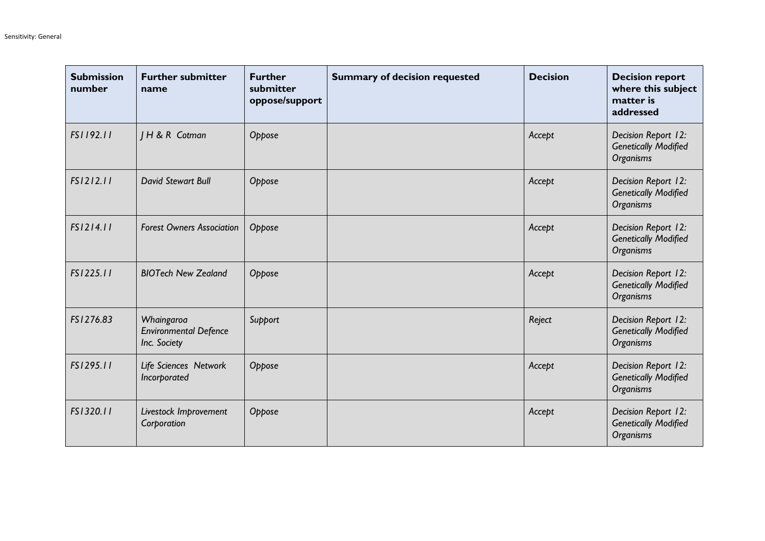| Submission number | Further submitter name | Further submitter oppose/support | Summary of decision requested | Decision | Decision report where this subject matter is addressed |
| --- | --- | --- | --- | --- | --- |
| *FS1192.11* | *J H & R Cotman* | *Oppose* | | *Accept* | *Decision Report 12: Genetically Modified Organisms* |
| *FS1212.11* | *David Stewart Bull* | *Oppose* | | *Accept* | *Decision Report 12: Genetically Modified Organisms* |
| *FS1214.11* | *Forest Owners Association* | *Oppose* | | *Accept* | *Decision Report 12: Genetically Modified Organisms* |
| *FS1225.11* | *BIOTech New Zealand* | *Oppose* | | *Accept* | *Decision Report 12: Genetically Modified Organisms* |
| *FS1276.83* | *Whaingaroa Environmental Defence Inc. Society* | *Support* | | *Reject* | *Decision Report 12: Genetically Modified Organisms* |
| *FS1295.11* | *Life Sciences Network Incorporated* | *Oppose* | | *Accept* | *Decision Report 12: Genetically Modified Organisms* |
| *FS1320.11* | *Livestock Improvement Corporation* | *Oppose* | | *Accept* | *Decision Report 12: Genetically Modified Organisms* |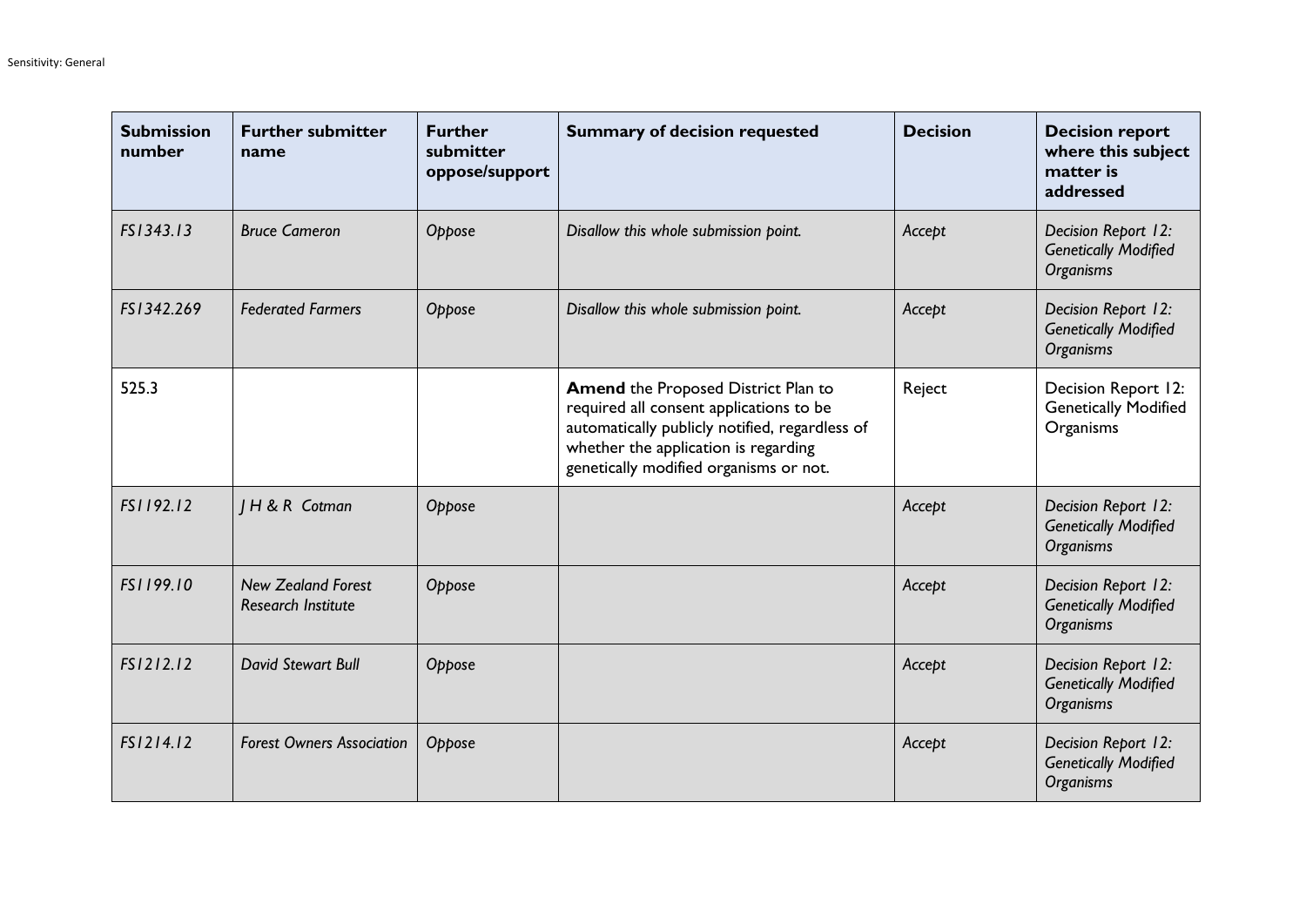| Submission number | Further submitter name | Further submitter oppose/support | Summary of decision requested | Decision | Decision report where this subject matter is addressed |
|---|---|---|---|---|---|
| *FS1343.13* | *Bruce Cameron* | *Oppose* | *Disallow this whole submission point.* | *Accept* | *Decision Report 12: Genetically Modified Organisms* |
| *FS1342.269* | *Federated Farmers* | *Oppose* | *Disallow this whole submission point.* | *Accept* | *Decision Report 12: Genetically Modified Organisms* |
| 525.3 | | | **Amend** the Proposed District Plan to required all consent applications to be automatically publicly notified, regardless of whether the application is regarding genetically modified organisms or not. | Reject | Decision Report 12: Genetically Modified Organisms |
| *FS1192.12* | *J H & R Cotman* | *Oppose* | | *Accept* | *Decision Report 12: Genetically Modified Organisms* |
| *FS1199.10* | *New Zealand Forest Research Institute* | *Oppose* | | *Accept* | *Decision Report 12: Genetically Modified Organisms* |
| *FS1212.12* | *David Stewart Bull* | *Oppose* | | *Accept* | *Decision Report 12: Genetically Modified Organisms* |
| *FS1214.12* | *Forest Owners Association* | *Oppose* | | *Accept* | *Decision Report 12: Genetically Modified Organisms* |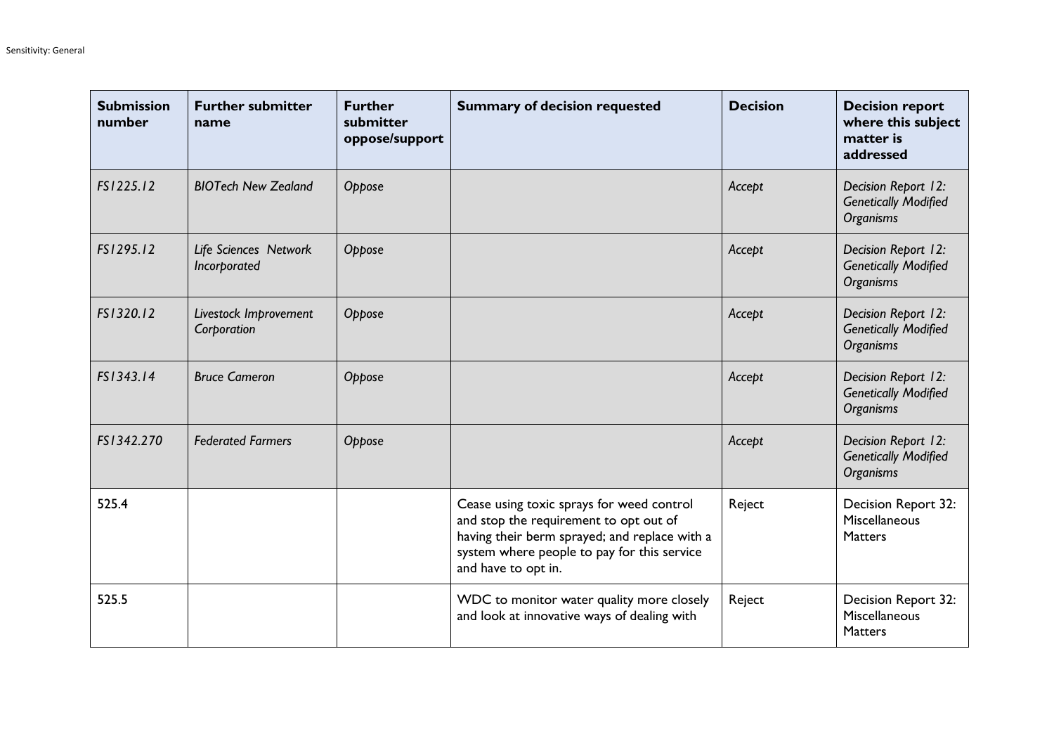| Submission number | Further submitter name | Further submitter oppose/support | Summary of decision requested | Decision | Decision report where this subject matter is addressed |
|---|---|---|---|---|---|
| *FS1225.12* | *BIOTech New Zealand* | *Oppose* | | *Accept* | *Decision Report 12: Genetically Modified Organisms* |
| *FS1295.12* | *Life Sciences Network Incorporated* | *Oppose* | | *Accept* | *Decision Report 12: Genetically Modified Organisms* |
| *FS1320.12* | *Livestock Improvement Corporation* | *Oppose* | | *Accept* | *Decision Report 12: Genetically Modified Organisms* |
| *FS1343.14* | *Bruce Cameron* | *Oppose* | | *Accept* | *Decision Report 12: Genetically Modified Organisms* |
| *FS1342.270* | *Federated Farmers* | *Oppose* | | *Accept* | *Decision Report 12: Genetically Modified Organisms* |
| 525.4 | | | Cease using toxic sprays for weed control and stop the requirement to opt out of having their berm sprayed; and replace with a system where people to pay for this service and have to opt in. | Reject | Decision Report 32: Miscellaneous Matters |
| 525.5 | | | WDC to monitor water quality more closely and look at innovative ways of dealing with | Reject | Decision Report 32: Miscellaneous Matters |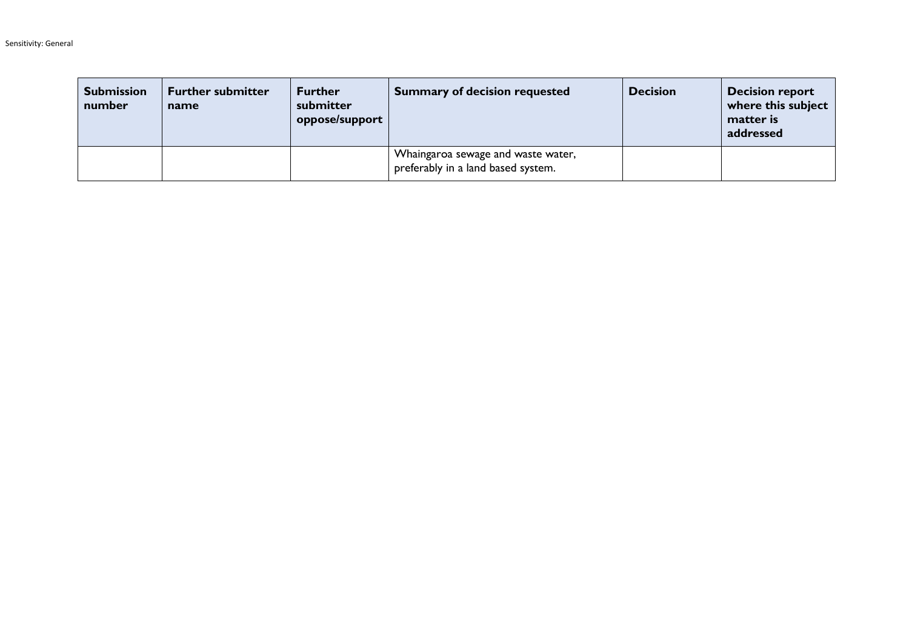| Submission number | Further submitter name | Further submitter oppose/support | Summary of decision requested | Decision | Decision report where this subject matter is addressed |
|---|---|---|---|---|---|
| | | | Whaingaroa sewage and waste water, preferably in a land based system. | | |